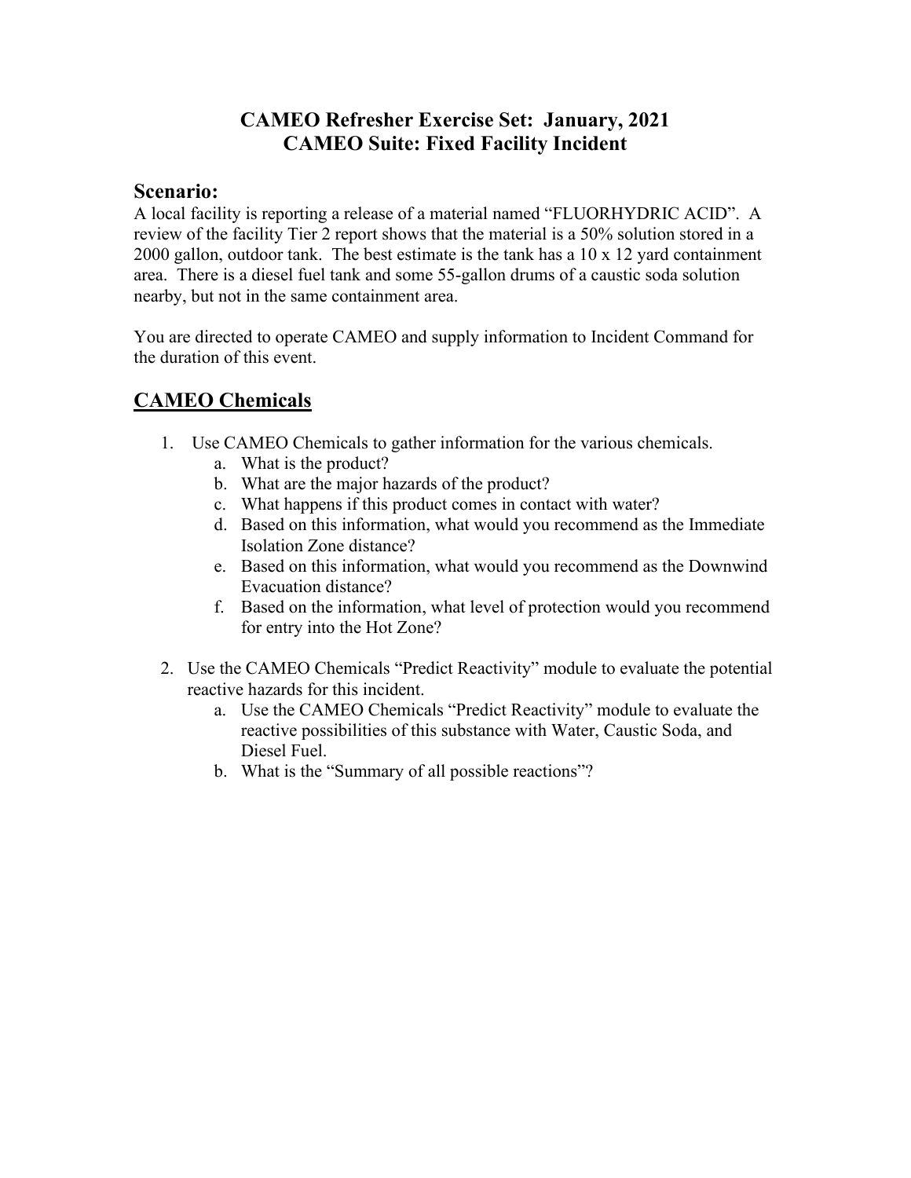# CAMEO Refresher Exercise Set: January, 2021
# CAMEO Suite: Fixed Facility Incident

## Scenario:

A local facility is reporting a release of a material named "FLUORHYDRIC ACID". A review of the facility Tier 2 report shows that the material is a 50% solution stored in a 2000 gallon, outdoor tank. The best estimate is the tank has a 10 x 12 yard containment area. There is a diesel fuel tank and some 55-gallon drums of a caustic soda solution nearby, but not in the same containment area.

You are directed to operate CAMEO and supply information to Incident Command for the duration of this event.

## CAMEO Chemicals

1. Use CAMEO Chemicals to gather information for the various chemicals.
   a. What is the product?
   b. What are the major hazards of the product?
   c. What happens if this product comes in contact with water?
   d. Based on this information, what would you recommend as the Immediate Isolation Zone distance?
   e. Based on this information, what would you recommend as the Downwind Evacuation distance?
   f. Based on the information, what level of protection would you recommend for entry into the Hot Zone?

2. Use the CAMEO Chemicals "Predict Reactivity" module to evaluate the potential reactive hazards for this incident.
   a. Use the CAMEO Chemicals "Predict Reactivity" module to evaluate the reactive possibilities of this substance with Water, Caustic Soda, and Diesel Fuel.
   b. What is the "Summary of all possible reactions"?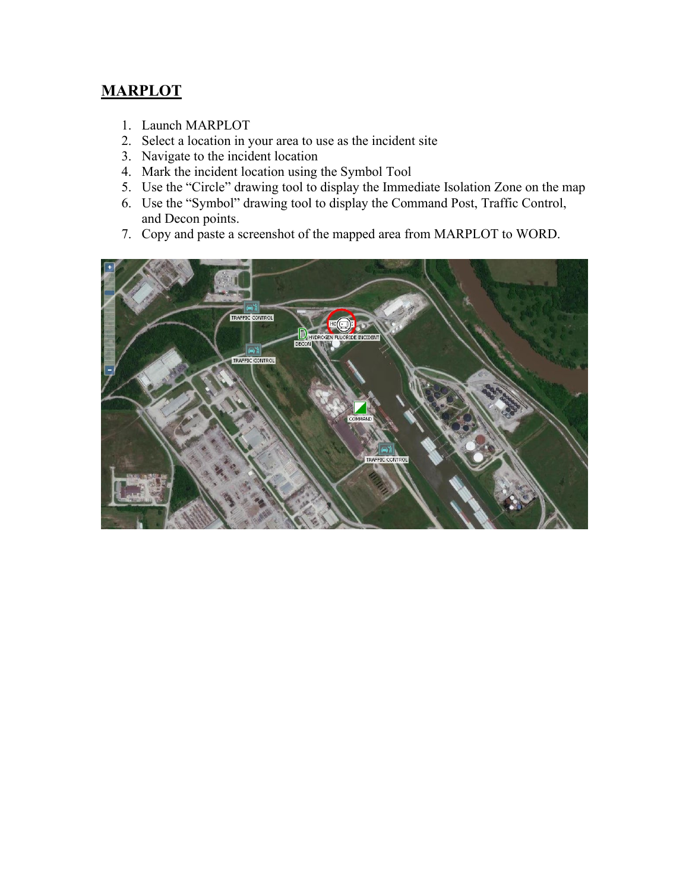## MARPLOT

1. Launch MARPLOT
2. Select a location in your area to use as the incident site
3. Navigate to the incident location
4. Mark the incident location using the Symbol Tool
5. Use the "Circle" drawing tool to display the Immediate Isolation Zone on the map
6. Use the "Symbol" drawing tool to display the Command Post, Traffic Control, and Decon points.
7. Copy and paste a screenshot of the mapped area from MARPLOT to WORD.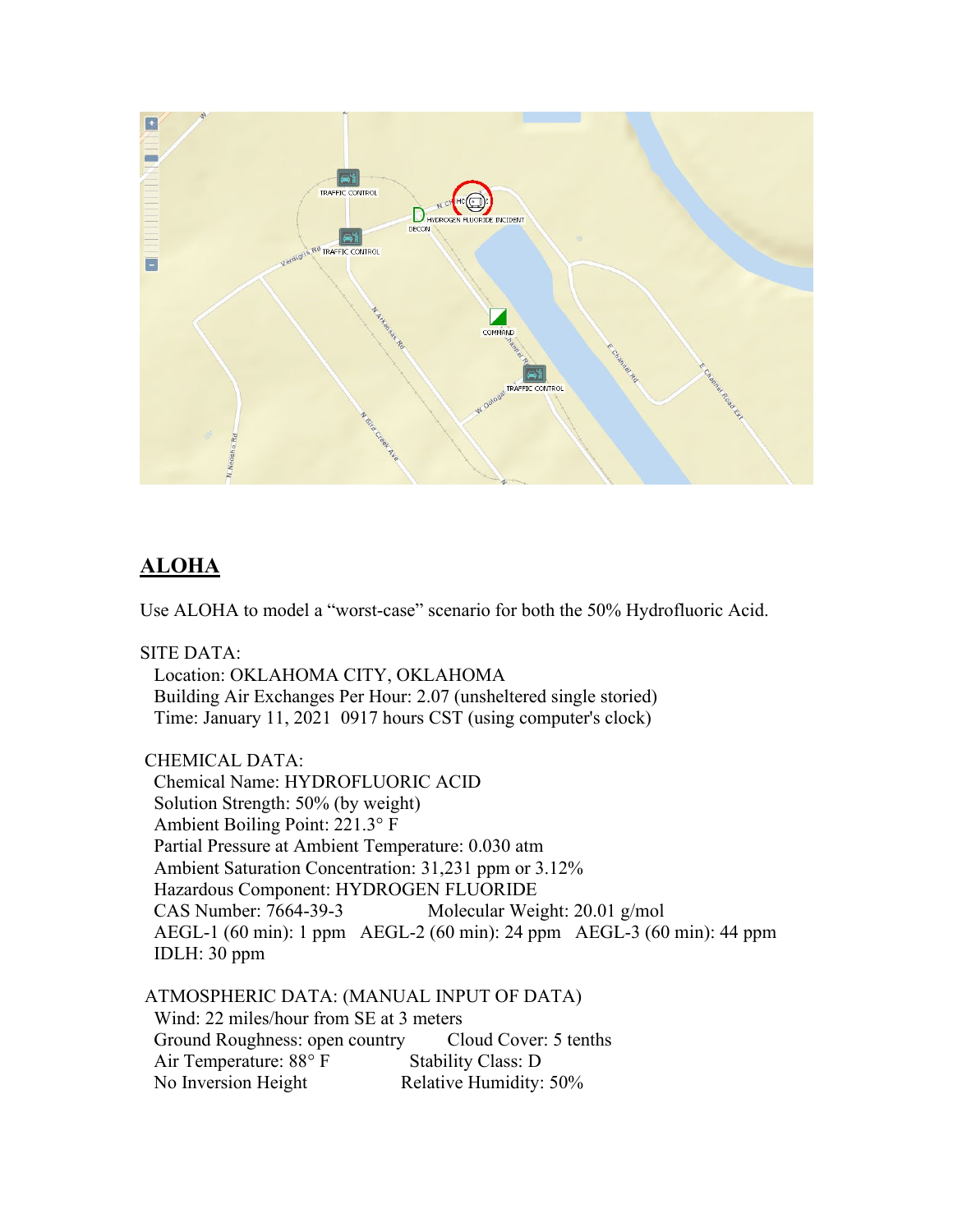## ALOHA

Use ALOHA to model a "worst-case" scenario for both the 50% Hydrofluoric Acid.

SITE DATA:
Location: OKLAHOMA CITY, OKLAHOMA
Building Air Exchanges Per Hour: 2.07 (unsheltered single storied)
Time: January 11, 2021 0917 hours CST (using computer's clock)

CHEMICAL DATA:
Chemical Name: HYDROFLUORIC ACID
Solution Strength: 50% (by weight)
Ambient Boiling Point: 221.3° F
Partial Pressure at Ambient Temperature: 0.030 atm
Ambient Saturation Concentration: 31,231 ppm or 3.12%
Hazardous Component: HYDROGEN FLUORIDE
CAS Number: 7664-39-3 Molecular Weight: 20.01 g/mol
AEGL-1 (60 min): 1 ppm AEGL-2 (60 min): 24 ppm AEGL-3 (60 min): 44 ppm
IDLH: 30 ppm

ATMOSPHERIC DATA: (MANUAL INPUT OF DATA)
Wind: 22 miles/hour from SE at 3 meters
Ground Roughness: open country Cloud Cover: 5 tenths
Air Temperature: 88° F Stability Class: D
No Inversion Height Relative Humidity: 50%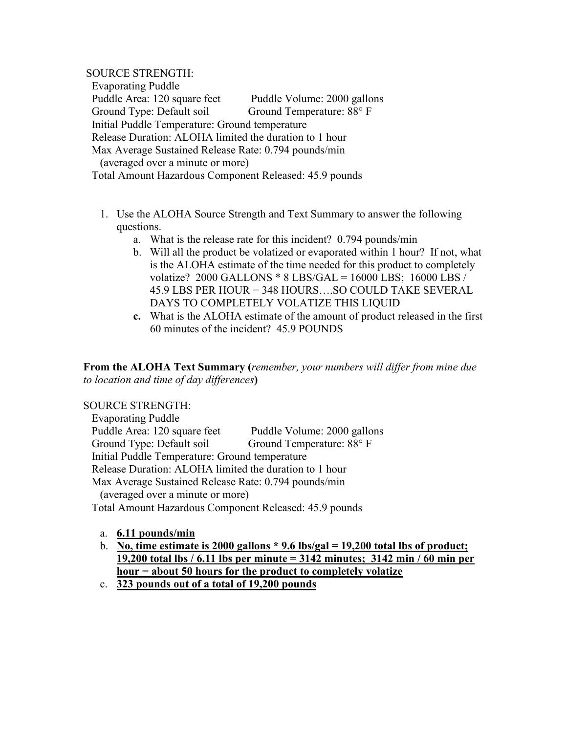SOURCE STRENGTH:
Evaporating Puddle
Puddle Area: 120 square feet        Puddle Volume: 2000 gallons
Ground Type: Default soil        Ground Temperature: 88° F
Initial Puddle Temperature: Ground temperature
Release Duration: ALOHA limited the duration to 1 hour
Max Average Sustained Release Rate: 0.794 pounds/min
(averaged over a minute or more)
Total Amount Hazardous Component Released: 45.9 pounds

1. Use the ALOHA Source Strength and Text Summary to answer the following questions.
   a. What is the release rate for this incident? 0.794 pounds/min
   b. Will all the product be volatized or evaporated within 1 hour? If not, what is the ALOHA estimate of the time needed for this product to completely volatize? 2000 GALLONS * 8 LBS/GAL = 16000 LBS; 16000 LBS / 45.9 LBS PER HOUR = 348 HOURS….SO COULD TAKE SEVERAL DAYS TO COMPLETELY VOLATIZE THIS LIQUID
   c. **What is the ALOHA estimate of the amount of product released in the first 60 minutes of the incident? 45.9 POUNDS**

**From the ALOHA Text Summary (***remember, your numbers will differ from mine due to location and time of day differences***)**

SOURCE STRENGTH:
Evaporating Puddle
Puddle Area: 120 square feet        Puddle Volume: 2000 gallons
Ground Type: Default soil        Ground Temperature: 88° F
Initial Puddle Temperature: Ground temperature
Release Duration: ALOHA limited the duration to 1 hour
Max Average Sustained Release Rate: 0.794 pounds/min
(averaged over a minute or more)
Total Amount Hazardous Component Released: 45.9 pounds

a. **6.11 pounds/min**
b. **No, time estimate is 2000 gallons * 9.6 lbs/gal = 19,200 total lbs of product; 19,200 total lbs / 6.11 lbs per minute = 3142 minutes; 3142 min / 60 min per hour = about 50 hours for the product to completely volatize**
c. **323 pounds out of a total of 19,200 pounds**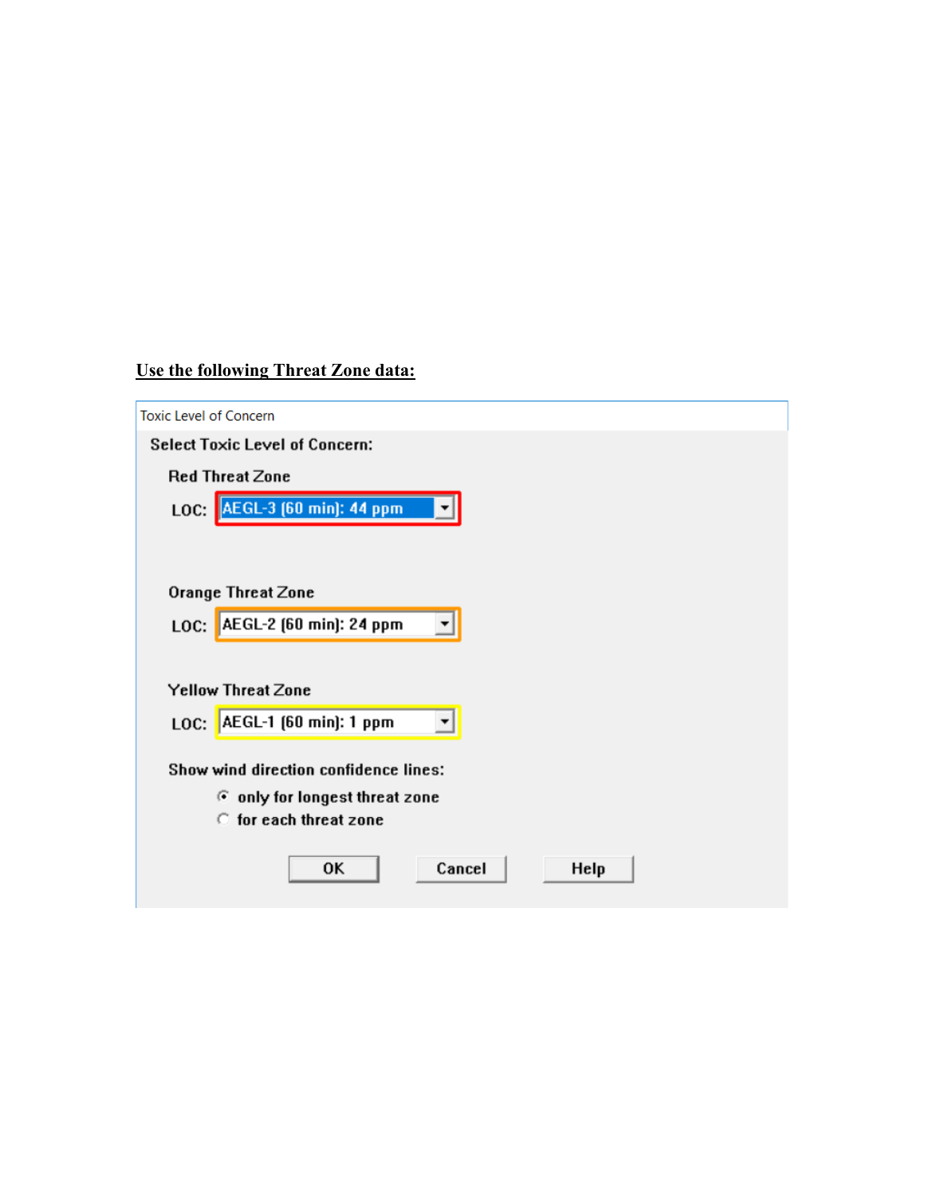**Use the following Threat Zone data:**

Toxic Level of Concern

Select Toxic Level of Concern:

Red Threat Zone

LOC: AEGL-3 (60 min): 44 ppm

Orange Threat Zone

LOC: AEGL-2 (60 min): 24 ppm

Yellow Threat Zone

LOC: AEGL-1 (60 min): 1 ppm

Show wind direction confidence lines:

- (•) only for longest threat zone
- ( ) for each threat zone

OK | Cancel | Help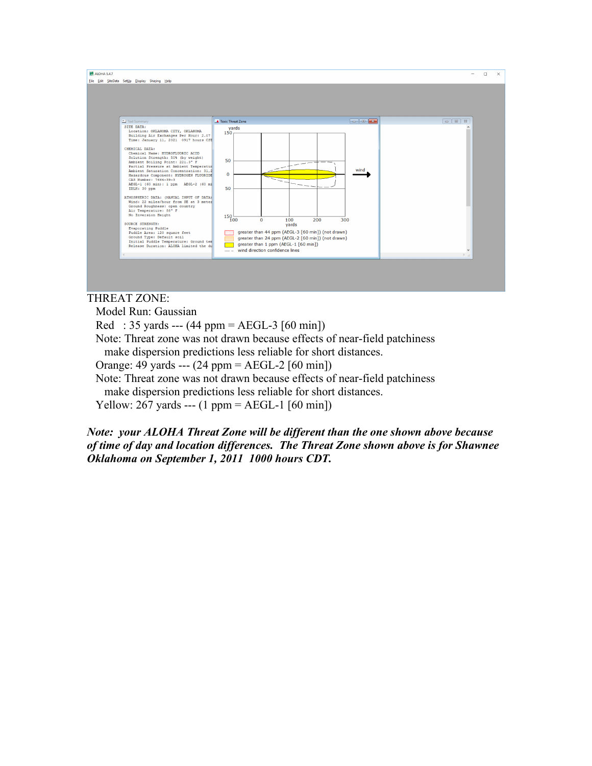THREAT ZONE:

Model Run: Gaussian

Red : 35 yards --- (44 ppm = AEGL-3 [60 min])

Note: Threat zone was not drawn because effects of near-field patchiness make dispersion predictions less reliable for short distances.

Orange: 49 yards --- (24 ppm = AEGL-2 [60 min])

Note: Threat zone was not drawn because effects of near-field patchiness make dispersion predictions less reliable for short distances.

Yellow: 267 yards --- (1 ppm = AEGL-1 [60 min])

***Note: your ALOHA Threat Zone will be different than the one shown above because of time of day and location differences. The Threat Zone shown above is for Shawnee Oklahoma on September 1, 2011 1000 hours CDT.***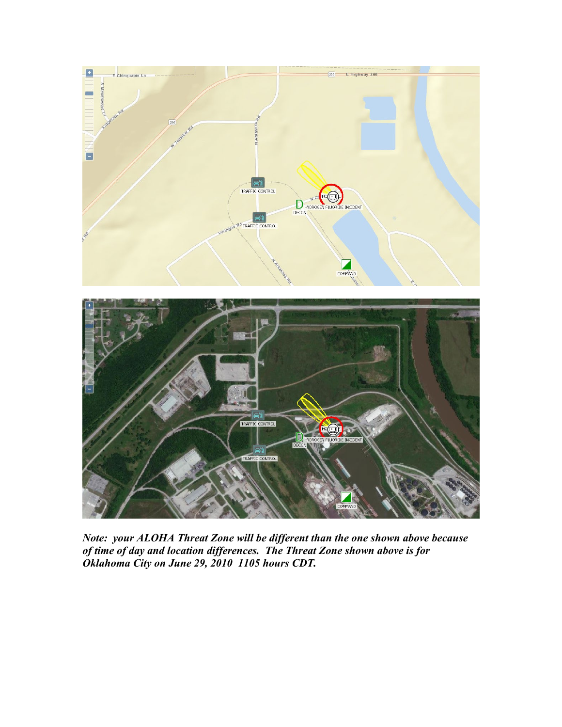*Note: your ALOHA Threat Zone will be different than the one shown above because of time of day and location differences. The Threat Zone shown above is for Oklahoma City on June 29, 2010 1105 hours CDT.*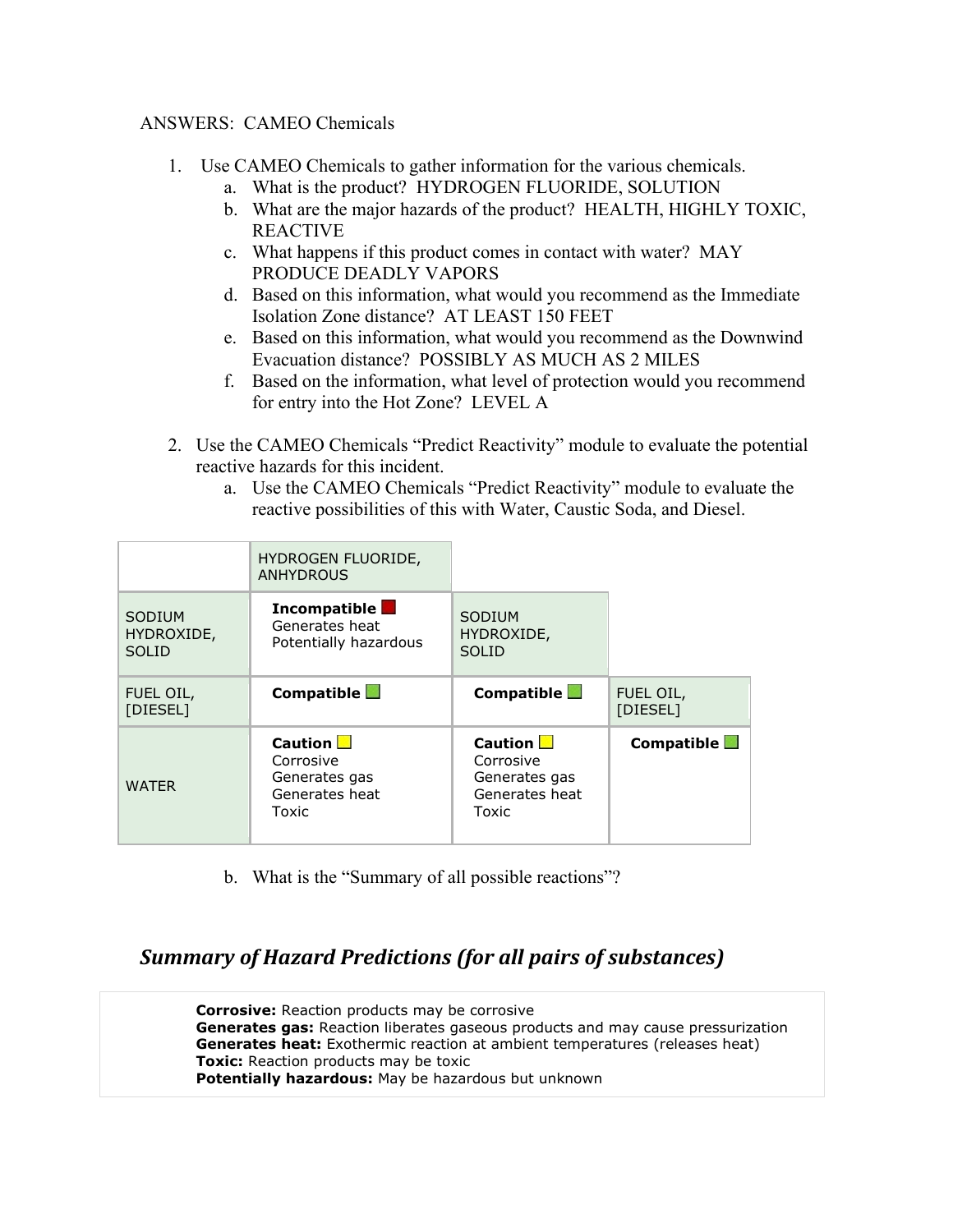ANSWERS: CAMEO Chemicals

1. Use CAMEO Chemicals to gather information for the various chemicals.
   a. What is the product? HYDROGEN FLUORIDE, SOLUTION
   b. What are the major hazards of the product? HEALTH, HIGHLY TOXIC, REACTIVE
   c. What happens if this product comes in contact with water? MAY PRODUCE DEADLY VAPORS
   d. Based on this information, what would you recommend as the Immediate Isolation Zone distance? AT LEAST 150 FEET
   e. Based on this information, what would you recommend as the Downwind Evacuation distance? POSSIBLY AS MUCH AS 2 MILES
   f. Based on the information, what level of protection would you recommend for entry into the Hot Zone? LEVEL A

2. Use the CAMEO Chemicals "Predict Reactivity" module to evaluate the potential reactive hazards for this incident.
   a. Use the CAMEO Chemicals "Predict Reactivity" module to evaluate the reactive possibilities of this with Water, Caustic Soda, and Diesel.

| | HYDROGEN FLUORIDE, ANHYDROUS | | |
|---|---|---|---|
| SODIUM HYDROXIDE, SOLID | **Incompatible** Generates heat Potentially hazardous | SODIUM HYDROXIDE, SOLID | |
| FUEL OIL, [DIESEL] | **Compatible** | **Compatible** | FUEL OIL, [DIESEL] |
| WATER | **Caution** Corrosive Generates gas Generates heat Toxic | **Caution** Corrosive Generates gas Generates heat Toxic | **Compatible** |

   b. What is the "Summary of all possible reactions"?

## *Summary of Hazard Predictions (for all pairs of substances)*

**Corrosive:** Reaction products may be corrosive
**Generates gas:** Reaction liberates gaseous products and may cause pressurization
**Generates heat:** Exothermic reaction at ambient temperatures (releases heat)
**Toxic:** Reaction products may be toxic
**Potentially hazardous:** May be hazardous but unknown